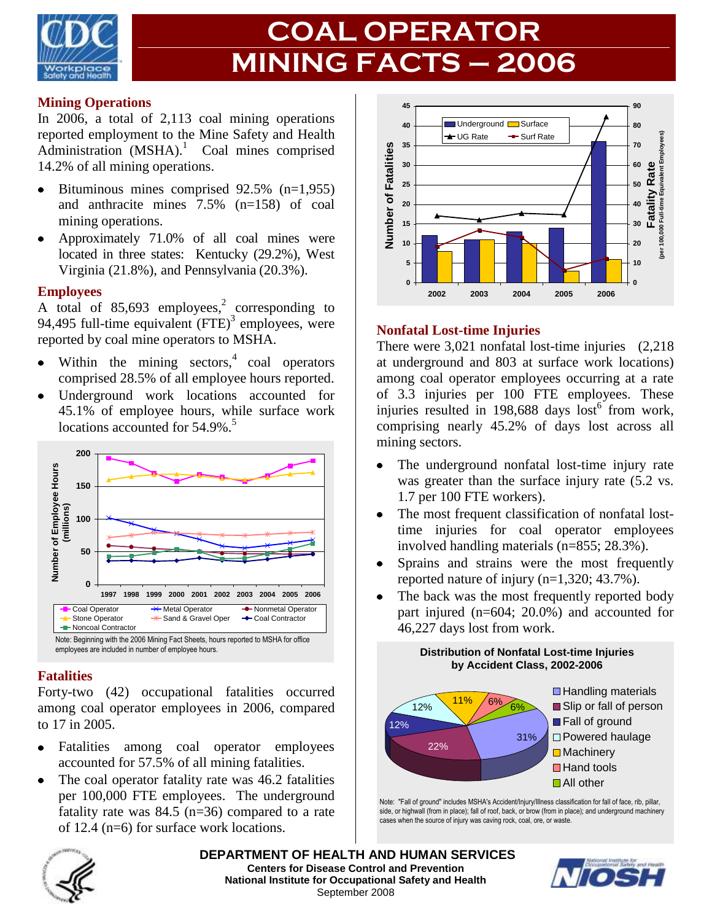# COAL OPERATOR MINING FACTS – 2006

## Mining Operations

In 2006, a total of 2,113 coal mining operations reported employment to the Mine Safety and Health Administration (MSHA).[1] Coal mines comprised 14.2% of all mining operations.

- Bituminous mines comprised 92.5% (n=1,955) and anthracite mines 7.5% (n=158) of coal mining operations.
- Approximately 71.0% of all coal mines were located in three states: Kentucky (29.2%), West Virginia (21.8%), and Pennsylvania (20.3%).

## Employees

A total of 85,693 employees,[2] corresponding to 94,495 full-time equivalent (FTE)[3] employees, were reported by coal mine operators to MSHA.

- Within the mining sectors,[4] coal operators comprised 28.5% of all employee hours reported.
- Underground work locations accounted for 45.1% of employee hours, while surface work locations accounted for 54.9%.[5]

Note: Beginning with the 2006 Mining Fact Sheets, hours reported to MSHA for office employees are included in number of employee hours.

## Fatalities

Forty-two (42) occupational fatalities occurred among coal operator employees in 2006, compared to 17 in 2005.

- Fatalities among coal operator employees accounted for 57.5% of all mining fatalities.
- The coal operator fatality rate was 46.2 fatalities per 100,000 FTE employees. The underground fatality rate was 84.5 (n=36) compared to a rate of 12.4 (n=6) for surface work locations.

## Nonfatal Lost-time Injuries

There were 3,021 nonfatal lost-time injuries (2,218 at underground and 803 at surface work locations) among coal operator employees occurring at a rate of 3.3 injuries per 100 FTE employees. These injuries resulted in 198,688 days lost[6] from work, comprising nearly 45.2% of days lost across all mining sectors.

- The underground nonfatal lost-time injury rate was greater than the surface injury rate (5.2 vs. 1.7 per 100 FTE workers).
- The most frequent classification of nonfatal lost-time injuries for coal operator employees involved handling materials (n=855; 28.3%).
- Sprains and strains were the most frequently reported nature of injury (n=1,320; 43.7%).
- The back was the most frequently reported body part injured (n=604; 20.0%) and accounted for 46,227 days lost from work.

**Distribution of Nonfatal Lost-time Injuries by Accident Class, 2002-2006**

Note: "Fall of ground" includes MSHA's Accident/Injury/Illness classification for fall of face, rib, pillar, side, or highwall (from in place); fall of roof, back, or brow (from in place); and underground machinery cases when the source of injury was caving rock, coal, ore, or waste.

**DEPARTMENT OF HEALTH AND HUMAN SERVICES**
**Centers for Disease Control and Prevention**
**National Institute for Occupational Safety and Health**
September 2008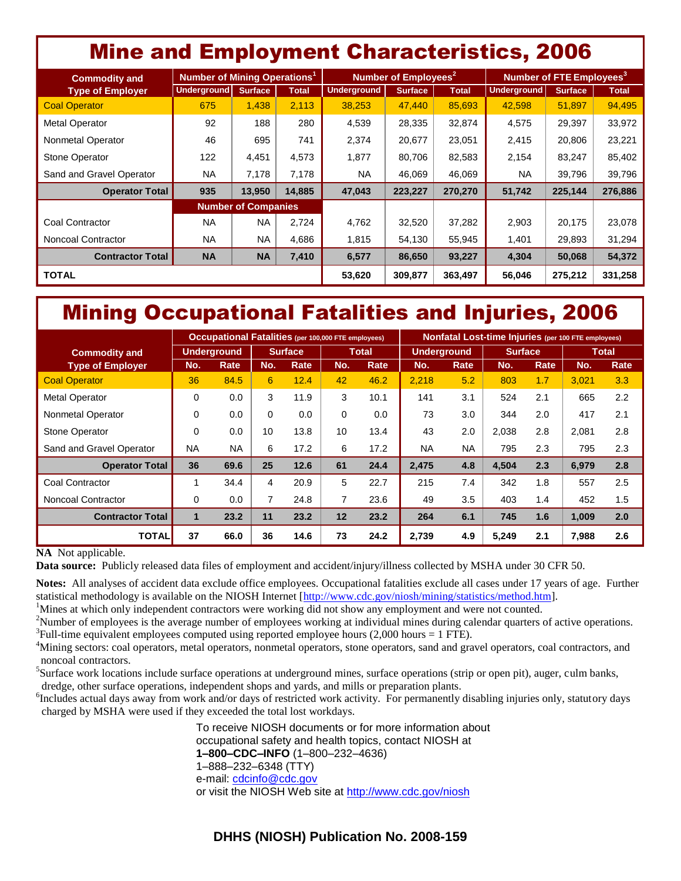# Mine and Employment Characteristics, 2006

| Commodity and Type of Employer | Number of Mining Operations[1] | | | Number of Employees[2] | | | Number of FTE Employees[3] | | |
|---|---|---|---|---|---|---|---|---|---|
| | Underground | Surface | Total | Underground | Surface | Total | Underground | Surface | Total |
| Coal Operator | 675 | 1,438 | 2,113 | 38,253 | 47,440 | 85,693 | 42,598 | 51,897 | 94,495 |
| Metal Operator | 92 | 188 | 280 | 4,539 | 28,335 | 32,874 | 4,575 | 29,397 | 33,972 |
| Nonmetal Operator | 46 | 695 | 741 | 2,374 | 20,677 | 23,051 | 2,415 | 20,806 | 23,221 |
| Stone Operator | 122 | 4,451 | 4,573 | 1,877 | 80,706 | 82,583 | 2,154 | 83,247 | 85,402 |
| Sand and Gravel Operator | NA | 7,178 | 7,178 | NA | 46,069 | 46,069 | NA | 39,796 | 39,796 |
| **Operator Total** | **935** | **13,950** | **14,885** | **47,043** | **223,227** | **270,270** | **51,742** | **225,144** | **276,886** |
| | **Number of Companies** | | | | | | | | |
| Coal Contractor | NA | NA | 2,724 | 4,762 | 32,520 | 37,282 | 2,903 | 20,175 | 23,078 |
| Noncoal Contractor | NA | NA | 4,686 | 1,815 | 54,130 | 55,945 | 1,401 | 29,893 | 31,294 |
| **Contractor Total** | **NA** | **NA** | **7,410** | **6,577** | **86,650** | **93,227** | **4,304** | **50,068** | **54,372** |
| **TOTAL** | | | | **53,620** | **309,877** | **363,497** | **56,046** | **275,212** | **331,258** |

# Mining Occupational Fatalities and Injuries, 2006

| Commodity and Type of Employer | Occupational Fatalities (per 100,000 FTE employees) | | | | | | Nonfatal Lost-time Injuries (per 100 FTE employees) | | | | | |
|---|---|---|---|---|---|---|---|---|---|---|---|---|
| | Underground | | Surface | | Total | | Underground | | Surface | | Total | |
| | No. | Rate | No. | Rate | No. | Rate | No. | Rate | No. | Rate | No. | Rate |
| Coal Operator | 36 | 84.5 | 6 | 12.4 | 42 | 46.2 | 2,218 | 5.2 | 803 | 1.7 | 3,021 | 3.3 |
| Metal Operator | 0 | 0.0 | 3 | 11.9 | 3 | 10.1 | 141 | 3.1 | 524 | 2.1 | 665 | 2.2 |
| Nonmetal Operator | 0 | 0.0 | 0 | 0.0 | 0 | 0.0 | 73 | 3.0 | 344 | 2.0 | 417 | 2.1 |
| Stone Operator | 0 | 0.0 | 10 | 13.8 | 10 | 13.4 | 43 | 2.0 | 2,038 | 2.8 | 2,081 | 2.8 |
| Sand and Gravel Operator | NA | NA | 6 | 17.2 | 6 | 17.2 | NA | NA | 795 | 2.3 | 795 | 2.3 |
| **Operator Total** | **36** | **69.6** | **25** | **12.6** | **61** | **24.4** | **2,475** | **4.8** | **4,504** | **2.3** | **6,979** | **2.8** |
| Coal Contractor | 1 | 34.4 | 4 | 20.9 | 5 | 22.7 | 215 | 7.4 | 342 | 1.8 | 557 | 2.5 |
| Noncoal Contractor | 0 | 0.0 | 7 | 24.8 | 7 | 23.6 | 49 | 3.5 | 403 | 1.4 | 452 | 1.5 |
| **Contractor Total** | **1** | **23.2** | **11** | **23.2** | **12** | **23.2** | **264** | **6.1** | **745** | **1.6** | **1,009** | **2.0** |
| **TOTAL** | **37** | **66.0** | **36** | **14.6** | **73** | **24.2** | **2,739** | **4.9** | **5,249** | **2.1** | **7,988** | **2.6** |

**NA** Not applicable.

**Data source:** Publicly released data files of employment and accident/injury/illness collected by MSHA under 30 CFR 50.

**Notes:** All analyses of accident data exclude office employees. Occupational fatalities exclude all cases under 17 years of age. Further statistical methodology is available on the NIOSH Internet [http://www.cdc.gov/niosh/mining/statistics/method.htm].

[1] Mines at which only independent contractors were working did not show any employment and were not counted.

[2] Number of employees is the average number of employees working at individual mines during calendar quarters of active operations.

[3] Full-time equivalent employees computed using reported employee hours (2,000 hours = 1 FTE).

[4] Mining sectors: coal operators, metal operators, nonmetal operators, stone operators, sand and gravel operators, coal contractors, and noncoal contractors.

[5] Surface work locations include surface operations at underground mines, surface operations (strip or open pit), auger, culm banks, dredge, other surface operations, independent shops and yards, and mills or preparation plants.

[6] Includes actual days away from work and/or days of restricted work activity. For permanently disabling injuries only, statutory days charged by MSHA were used if they exceeded the total lost workdays.

To receive NIOSH documents or for more information about occupational safety and health topics, contact NIOSH at
**1–800–CDC–INFO** (1–800–232–4636)
1–888–232–6348 (TTY)
e-mail: cdcinfo@cdc.gov
or visit the NIOSH Web site at http://www.cdc.gov/niosh

**DHHS (NIOSH) Publication No. 2008-159**